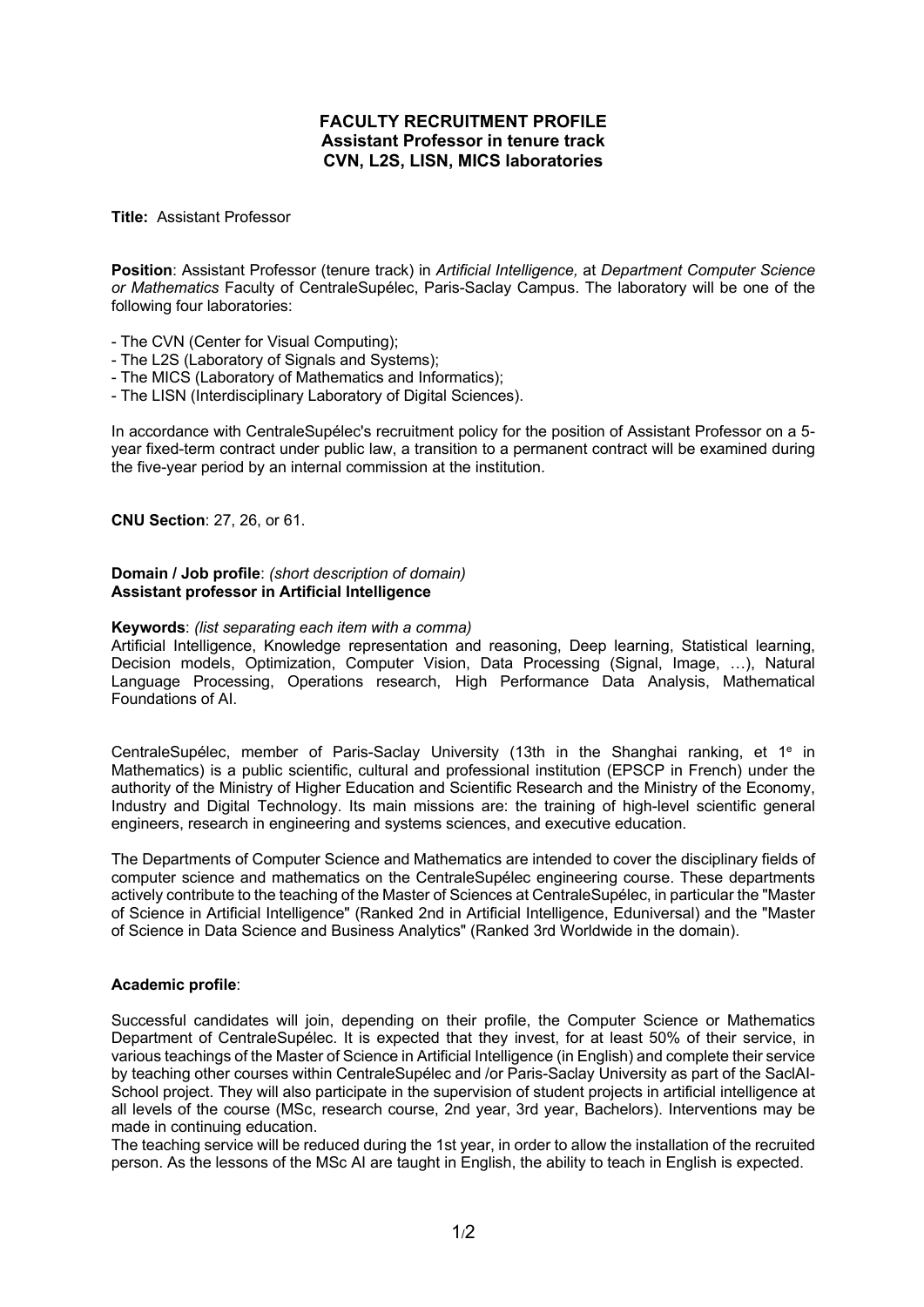# FACULTY RECRUITMENT PROFILE
## Assistant Professor in tenure track
## CVN, L2S, LISN, MICS laboratories

**Title:** Assistant Professor

**Position**: Assistant Professor (tenure track) in *Artificial Intelligence,* at *Department Computer Science or Mathematics* Faculty of CentraleSupélec, Paris-Saclay Campus. The laboratory will be one of the following four laboratories:

- The CVN (Center for Visual Computing);
- The L2S (Laboratory of Signals and Systems);
- The MICS (Laboratory of Mathematics and Informatics);
- The LISN (Interdisciplinary Laboratory of Digital Sciences).

In accordance with CentraleSupélec's recruitment policy for the position of Assistant Professor on a 5-year fixed-term contract under public law, a transition to a permanent contract will be examined during the five-year period by an internal commission at the institution.

**CNU Section**: 27, 26, or 61.

**Domain / Job profile**: *(short description of domain)*
**Assistant professor in Artificial Intelligence**

**Keywords**: *(list separating each item with a comma)*
Artificial Intelligence, Knowledge representation and reasoning, Deep learning, Statistical learning, Decision models, Optimization, Computer Vision, Data Processing (Signal, Image, …), Natural Language Processing, Operations research, High Performance Data Analysis, Mathematical Foundations of AI.

CentraleSupélec, member of Paris-Saclay University (13th in the Shanghai ranking, et 1e in Mathematics) is a public scientific, cultural and professional institution (EPSCP in French) under the authority of the Ministry of Higher Education and Scientific Research and the Ministry of the Economy, Industry and Digital Technology. Its main missions are: the training of high-level scientific general engineers, research in engineering and systems sciences, and executive education.

The Departments of Computer Science and Mathematics are intended to cover the disciplinary fields of computer science and mathematics on the CentraleSupélec engineering course. These departments actively contribute to the teaching of the Master of Sciences at CentraleSupélec, in particular the "Master of Science in Artificial Intelligence" (Ranked 2nd in Artificial Intelligence, Eduniversal) and the "Master of Science in Data Science and Business Analytics" (Ranked 3rd Worldwide in the domain).

**Academic profile**:

Successful candidates will join, depending on their profile, the Computer Science or Mathematics Department of CentraleSupélec. It is expected that they invest, for at least 50% of their service, in various teachings of the Master of Science in Artificial Intelligence (in English) and complete their service by teaching other courses within CentraleSupélec and /or Paris-Saclay University as part of the SaclAI-School project. They will also participate in the supervision of student projects in artificial intelligence at all levels of the course (MSc, research course, 2nd year, 3rd year, Bachelors). Interventions may be made in continuing education.
The teaching service will be reduced during the 1st year, in order to allow the installation of the recruited person. As the lessons of the MSc AI are taught in English, the ability to teach in English is expected.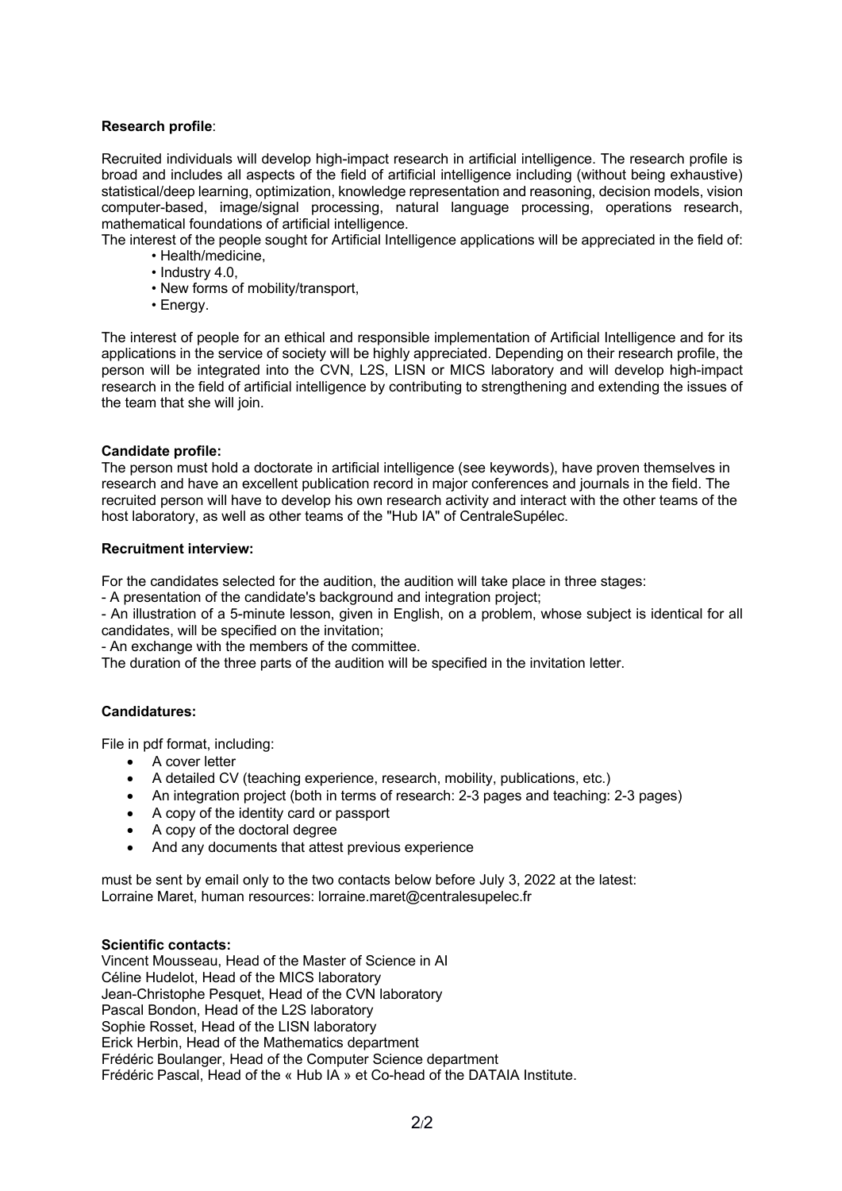**Research profile**:

Recruited individuals will develop high-impact research in artificial intelligence. The research profile is broad and includes all aspects of the field of artificial intelligence including (without being exhaustive) statistical/deep learning, optimization, knowledge representation and reasoning, decision models, vision computer-based, image/signal processing, natural language processing, operations research, mathematical foundations of artificial intelligence.

The interest of the people sought for Artificial Intelligence applications will be appreciated in the field of:

- Health/medicine,
- Industry 4.0,
- New forms of mobility/transport,
- Energy.

The interest of people for an ethical and responsible implementation of Artificial Intelligence and for its applications in the service of society will be highly appreciated. Depending on their research profile, the person will be integrated into the CVN, L2S, LISN or MICS laboratory and will develop high-impact research in the field of artificial intelligence by contributing to strengthening and extending the issues of the team that she will join.

**Candidate profile:**

The person must hold a doctorate in artificial intelligence (see keywords), have proven themselves in research and have an excellent publication record in major conferences and journals in the field. The recruited person will have to develop his own research activity and interact with the other teams of the host laboratory, as well as other teams of the "Hub IA" of CentraleSupélec.

**Recruitment interview:**

For the candidates selected for the audition, the audition will take place in three stages:

- A presentation of the candidate's background and integration project;
- An illustration of a 5-minute lesson, given in English, on a problem, whose subject is identical for all candidates, will be specified on the invitation;
- An exchange with the members of the committee.

The duration of the three parts of the audition will be specified in the invitation letter.

**Candidatures:**

File in pdf format, including:

- A cover letter
- A detailed CV (teaching experience, research, mobility, publications, etc.)
- An integration project (both in terms of research: 2-3 pages and teaching: 2-3 pages)
- A copy of the identity card or passport
- A copy of the doctoral degree
- And any documents that attest previous experience

must be sent by email only to the two contacts below before July 3, 2022 at the latest:
Lorraine Maret, human resources: lorraine.maret@centralesupelec.fr

**Scientific contacts:**

Vincent Mousseau, Head of the Master of Science in AI
Céline Hudelot, Head of the MICS laboratory
Jean-Christophe Pesquet, Head of the CVN laboratory
Pascal Bondon, Head of the L2S laboratory
Sophie Rosset, Head of the LISN laboratory
Erick Herbin, Head of the Mathematics department
Frédéric Boulanger, Head of the Computer Science department
Frédéric Pascal, Head of the « Hub IA » et Co-head of the DATAIA Institute.